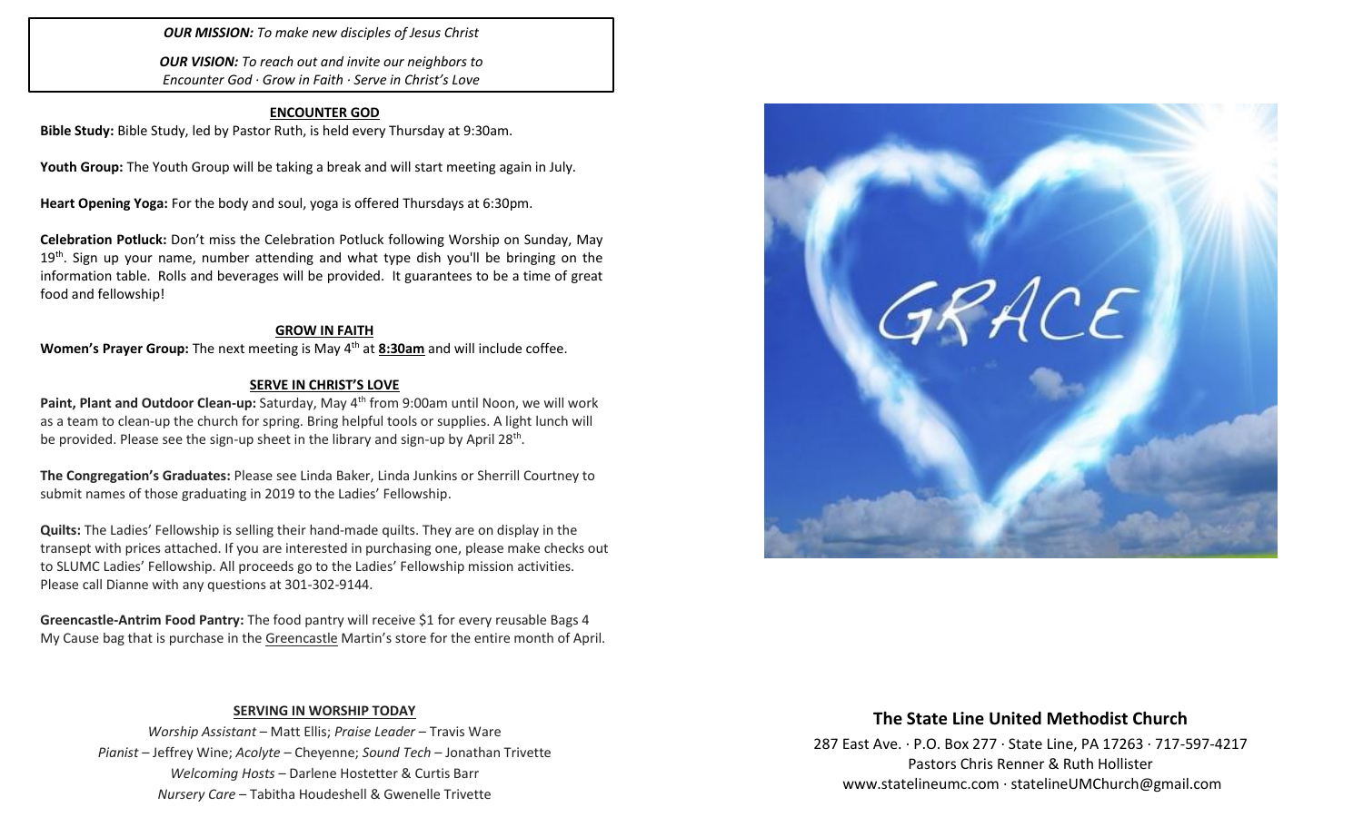***OUR MISSION:*** *To make new disciples of Jesus Christ*

***OUR VISION:*** *To reach out and invite our neighbors to Encounter God · Grow in Faith · Serve in Christ's Love*

## ENCOUNTER GOD

**Bible Study:** Bible Study, led by Pastor Ruth, is held every Thursday at 9:30am.

**Youth Group:** The Youth Group will be taking a break and will start meeting again in July.

**Heart Opening Yoga:** For the body and soul, yoga is offered Thursdays at 6:30pm.

**Celebration Potluck:** Don't miss the Celebration Potluck following Worship on Sunday, May 19th. Sign up your name, number attending and what type dish you'll be bringing on the information table. Rolls and beverages will be provided. It guarantees to be a time of great food and fellowship!

## GROW IN FAITH

**Women's Prayer Group:** The next meeting is May 4th at **8:30am** and will include coffee.

## SERVE IN CHRIST'S LOVE

**Paint, Plant and Outdoor Clean-up:** Saturday, May 4th from 9:00am until Noon, we will work as a team to clean-up the church for spring. Bring helpful tools or supplies. A light lunch will be provided. Please see the sign-up sheet in the library and sign-up by April 28th.

**The Congregation's Graduates:** Please see Linda Baker, Linda Junkins or Sherrill Courtney to submit names of those graduating in 2019 to the Ladies' Fellowship.

**Quilts:** The Ladies' Fellowship is selling their hand-made quilts. They are on display in the transept with prices attached. If you are interested in purchasing one, please make checks out to SLUMC Ladies' Fellowship. All proceeds go to the Ladies' Fellowship mission activities. Please call Dianne with any questions at 301-302-9144.

**Greencastle-Antrim Food Pantry:** The food pantry will receive $1 for every reusable Bags 4 My Cause bag that is purchase in the Greencastle Martin's store for the entire month of April.

## SERVING IN WORSHIP TODAY

*Worship Assistant* – Matt Ellis; *Praise Leader* – Travis Ware
*Pianist* – Jeffrey Wine; *Acolyte* – Cheyenne; *Sound Tech* – Jonathan Trivette
*Welcoming Hosts* – Darlene Hostetter & Curtis Barr
*Nursery Care* – Tabitha Houdeshell & Gwenelle Trivette

GRACE

## The State Line United Methodist Church

287 East Ave. · P.O. Box 277 · State Line, PA 17263 · 717-597-4217
Pastors Chris Renner & Ruth Hollister
www.statelineumc.com · statelineUMChurch@gmail.com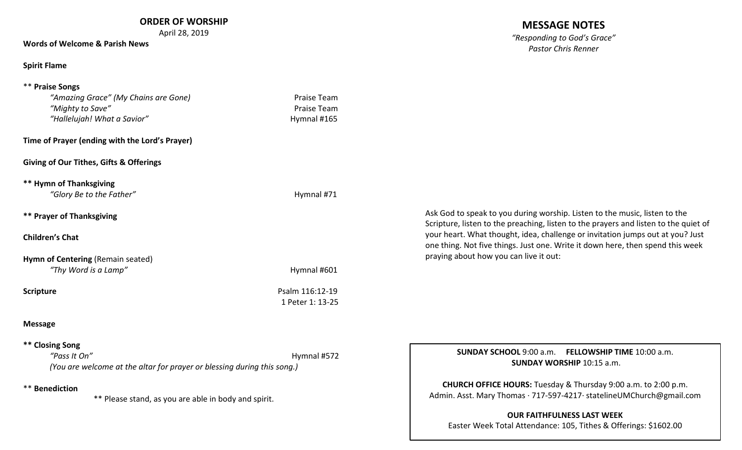## ORDER OF WORSHIP

April 28, 2019

**Words of Welcome & Parish News**

**Spirit Flame**

** **Praise Songs**

*"Amazing Grace" (My Chains are Gone)* — Praise Team
*"Mighty to Save"* — Praise Team
*"Hallelujah! What a Savior"* — Hymnal #165

**Time of Prayer (ending with the Lord's Prayer)**

**Giving of Our Tithes, Gifts & Offerings**

**** Hymn of Thanksgiving**

*"Glory Be to the Father"* — Hymnal #71

**** Prayer of Thanksgiving**

**Children's Chat**

**Hymn of Centering** (Remain seated)

*"Thy Word is a Lamp"* — Hymnal #601

**Scripture** — Psalm 116:12-19
1 Peter 1: 13-25

**Message**

**** Closing Song**

*"Pass It On"* — Hymnal #572
*(You are welcome at the altar for prayer or blessing during this song.)*

** **Benediction**

** Please stand, as you are able in body and spirit.

## MESSAGE NOTES

*"Responding to God's Grace"*
*Pastor Chris Renner*

Ask God to speak to you during worship. Listen to the music, listen to the Scripture, listen to the preaching, listen to the prayers and listen to the quiet of your heart. What thought, idea, challenge or invitation jumps out at you? Just one thing. Not five things. Just one. Write it down here, then spend this week praying about how you can live it out:

**SUNDAY SCHOOL** 9:00 a.m. **FELLOWSHIP TIME** 10:00 a.m.
**SUNDAY WORSHIP** 10:15 a.m.

**CHURCH OFFICE HOURS:** Tuesday & Thursday 9:00 a.m. to 2:00 p.m.
Admin. Asst. Mary Thomas · 717-597-4217· statelineUMChurch@gmail.com

**OUR FAITHFULNESS LAST WEEK**
Easter Week Total Attendance: 105, Tithes & Offerings: $1602.00